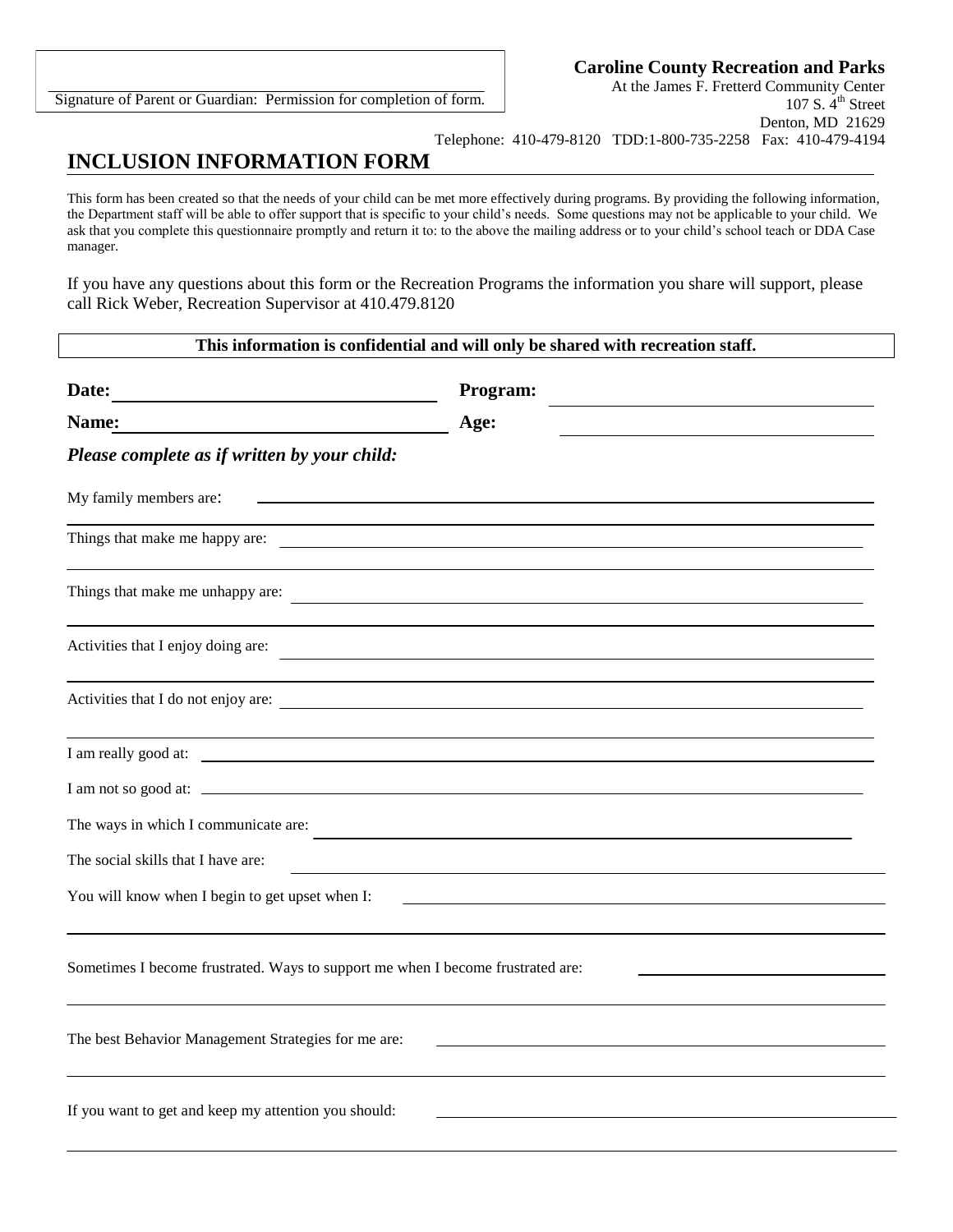Signature of Parent or Guardian: Permission for completion of form.

**Caroline County Recreation and Parks**
At the James F. Fretterd Community Center
107 S. 4th Street
Denton, MD 21629
Telephone: 410-479-8120 TDD:1-800-735-2258 Fax: 410-479-4194

# INCLUSION INFORMATION FORM

This form has been created so that the needs of your child can be met more effectively during programs. By providing the following information, the Department staff will be able to offer support that is specific to your child's needs. Some questions may not be applicable to your child. We ask that you complete this questionnaire promptly and return it to: to the above the mailing address or to your child's school teach or DDA Case manager.

If you have any questions about this form or the Recreation Programs the information you share will support, please call Rick Weber, Recreation Supervisor at 410.479.8120

**This information is confidential and will only be shared with recreation staff.**

**Date:** ____________________ **Program:** ____________________

**Name:** ____________________ **Age:** ____________________

***Please complete as if written by your child:***

My family members are: ____________________

Things that make me happy are: ____________________

Things that make me unhappy are: ____________________

Activities that I enjoy doing are: ____________________

Activities that I do not enjoy are: ____________________

I am really good at: ____________________

I am not so good at: ____________________

The ways in which I communicate are: ____________________

The social skills that I have are: ____________________

You will know when I begin to get upset when I: ____________________

Sometimes I become frustrated. Ways to support me when I become frustrated are: ____________________

The best Behavior Management Strategies for me are: ____________________

If you want to get and keep my attention you should: ____________________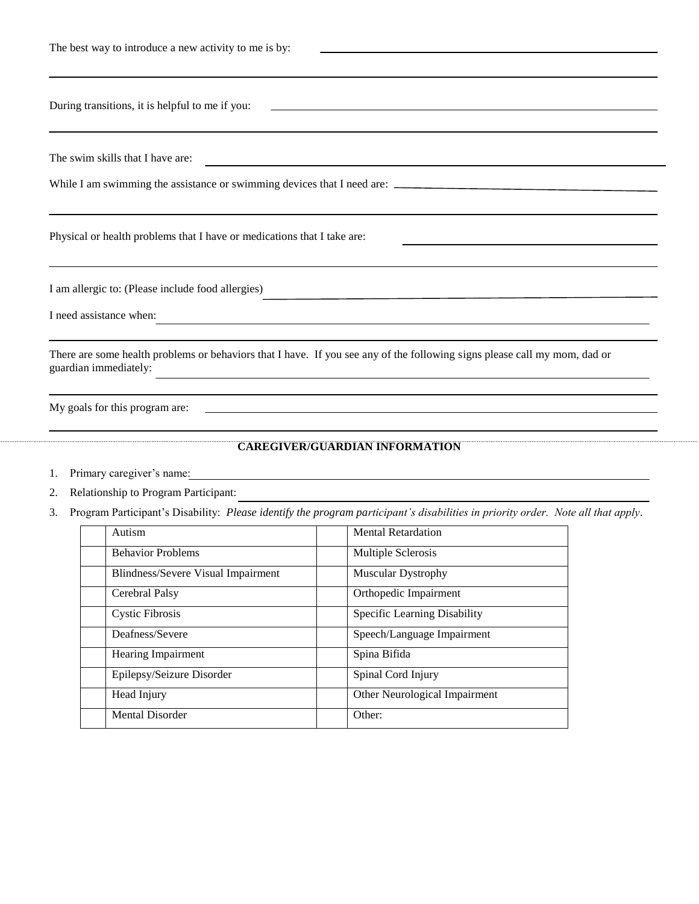The best way to introduce a new activity to me is by: ______________________________

______________________________________________________________________

During transitions, it is helpful to me if you: ______________________________

______________________________________________________________________

The swim skills that I have are: ______________________________

While I am swimming the assistance or swimming devices that I need are: ______________________________

______________________________________________________________________

Physical or health problems that I have or medications that I take are: ______________________________

______________________________________________________________________

I am allergic to: (Please include food allergies) ______________________________

I need assistance when: ______________________________

______________________________________________________________________

There are some health problems or behaviors that I have. If you see any of the following signs please call my mom, dad or guardian immediately: ______________________________

______________________________________________________________________

My goals for this program are: ______________________________

______________________________________________________________________

## CAREGIVER/GUARDIAN INFORMATION

1. Primary caregiver's name: ______________________________
2. Relationship to Program Participant: ______________________________
3. Program Participant's Disability: *Please identify the program participant's disabilities in priority order. Note all that apply*.

| | | | |
|---|---|---|---|
| | Autism | | Mental Retardation |
| | Behavior Problems | | Multiple Sclerosis |
| | Blindness/Severe Visual Impairment | | Muscular Dystrophy |
| | Cerebral Palsy | | Orthopedic Impairment |
| | Cystic Fibrosis | | Specific Learning Disability |
| | Deafness/Severe | | Speech/Language Impairment |
| | Hearing Impairment | | Spina Bifida |
| | Epilepsy/Seizure Disorder | | Spinal Cord Injury |
| | Head Injury | | Other Neurological Impairment |
| | Mental Disorder | | Other: |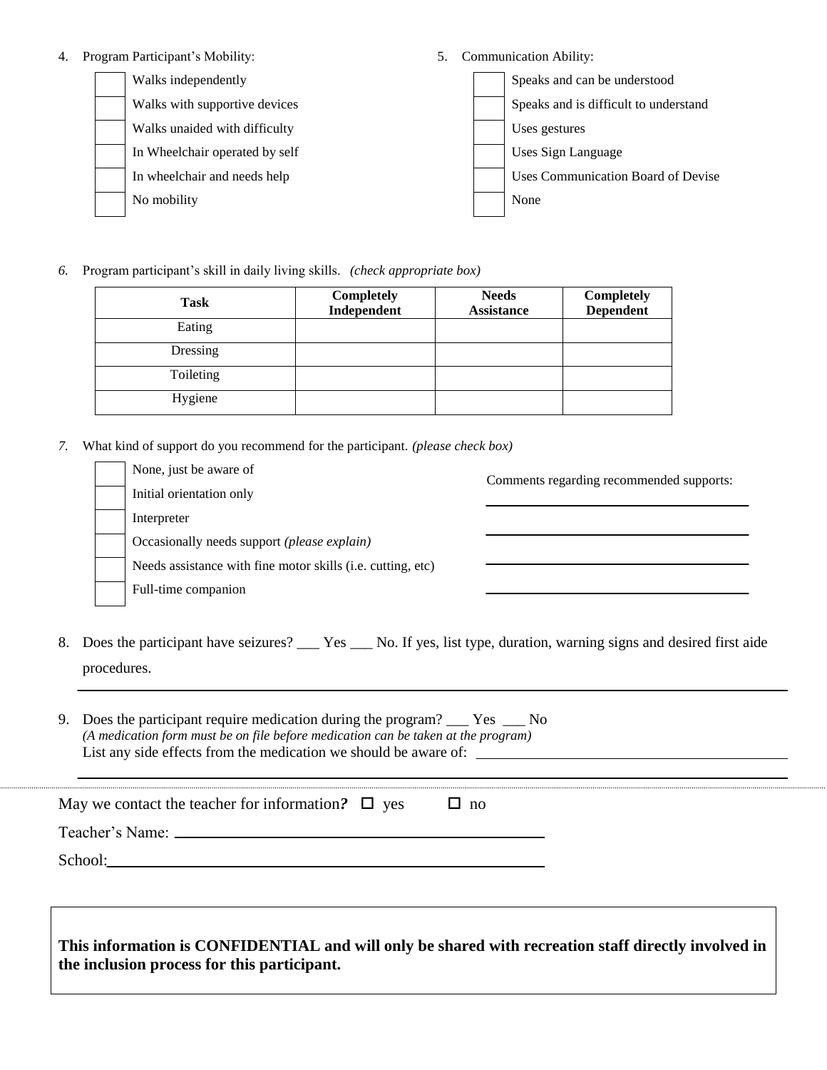4. Program Participant's Mobility:

- [ ] Walks independently
- [ ] Walks with supportive devices
- [ ] Walks unaided with difficulty
- [ ] In Wheelchair operated by self
- [ ] In wheelchair and needs help
- [ ] No mobility

5. Communication Ability:

- [ ] Speaks and can be understood
- [ ] Speaks and is difficult to understand
- [ ] Uses gestures
- [ ] Uses Sign Language
- [ ] Uses Communication Board of Devise
- [ ] None

6. Program participant's skill in daily living skills. *(check appropriate box)*

| Task | Completely Independent | Needs Assistance | Completely Dependent |
|---|---|---|---|
| Eating | | | |
| Dressing | | | |
| Toileting | | | |
| Hygiene | | | |

7. What kind of support do you recommend for the participant. *(please check box)*

- [ ] None, just be aware of
- [ ] Initial orientation only
- [ ] Interpreter
- [ ] Occasionally needs support *(please explain)*
- [ ] Needs assistance with fine motor skills (i.e. cutting, etc)
- [ ] Full-time companion

Comments regarding recommended supports:

____________________________________

____________________________________

____________________________________

____________________________________

8. Does the participant have seizures? ___ Yes ___ No. If yes, list type, duration, warning signs and desired first aide procedures.

______________________________________________________________________

9. Does the participant require medication during the program? ___ Yes ___ No
*(A medication form must be on file before medication can be taken at the program)*
List any side effects from the medication we should be aware of: ____________________

______________________________________________________________________

May we contact the teacher for information? ☐ yes ☐ no

Teacher's Name: ______________________________

School: ______________________________

**This information is CONFIDENTIAL and will only be shared with recreation staff directly involved in the inclusion process for this participant.**